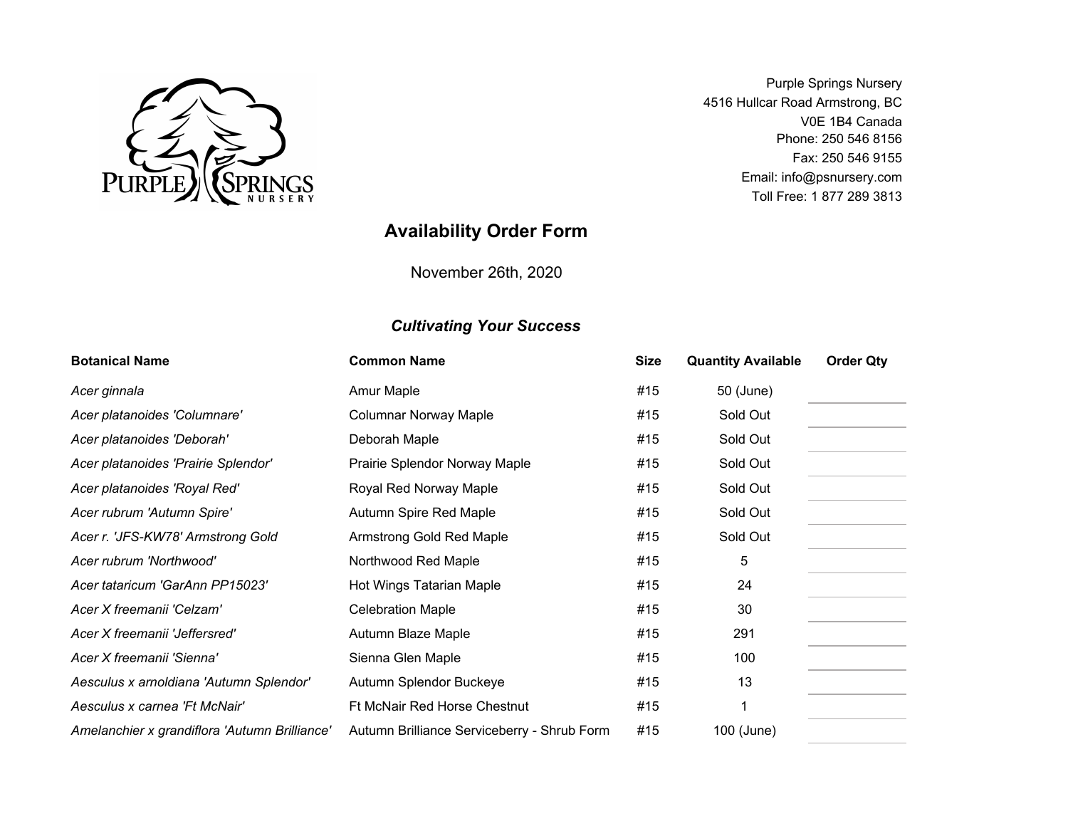Purple Springs Nursery
4516 Hullcar Road Armstrong, BC
V0E 1B4 Canada
Phone: 250 546 8156
Fax: 250 546 9155
Email: info@psnursery.com
Toll Free: 1 877 289 3813

# Availability Order Form

November 26th, 2020

### *Cultivating Your Success*

| Botanical Name | Common Name | Size | Quantity Available | Order Qty |
|---|---|---|---|---|
| *Acer ginnala* | Amur Maple | #15 | 50 (June) | |
| *Acer platanoides 'Columnare'* | Columnar Norway Maple | #15 | Sold Out | |
| *Acer platanoides 'Deborah'* | Deborah Maple | #15 | Sold Out | |
| *Acer platanoides 'Prairie Splendor'* | Prairie Splendor Norway Maple | #15 | Sold Out | |
| *Acer platanoides 'Royal Red'* | Royal Red Norway Maple | #15 | Sold Out | |
| *Acer rubrum 'Autumn Spire'* | Autumn Spire Red Maple | #15 | Sold Out | |
| *Acer r. 'JFS-KW78' Armstrong Gold* | Armstrong Gold Red Maple | #15 | Sold Out | |
| *Acer rubrum 'Northwood'* | Northwood Red Maple | #15 | 5 | |
| *Acer tataricum 'GarAnn PP15023'* | Hot Wings Tatarian Maple | #15 | 24 | |
| *Acer X freemanii 'Celzam'* | Celebration Maple | #15 | 30 | |
| *Acer X freemanii 'Jeffersred'* | Autumn Blaze Maple | #15 | 291 | |
| *Acer X freemanii 'Sienna'* | Sienna Glen Maple | #15 | 100 | |
| *Aesculus x arnoldiana 'Autumn Splendor'* | Autumn Splendor Buckeye | #15 | 13 | |
| *Aesculus x carnea 'Ft McNair'* | Ft McNair Red Horse Chestnut | #15 | 1 | |
| *Amelanchier x grandiflora 'Autumn Brilliance'* | Autumn Brilliance Serviceberry - Shrub Form | #15 | 100 (June) | |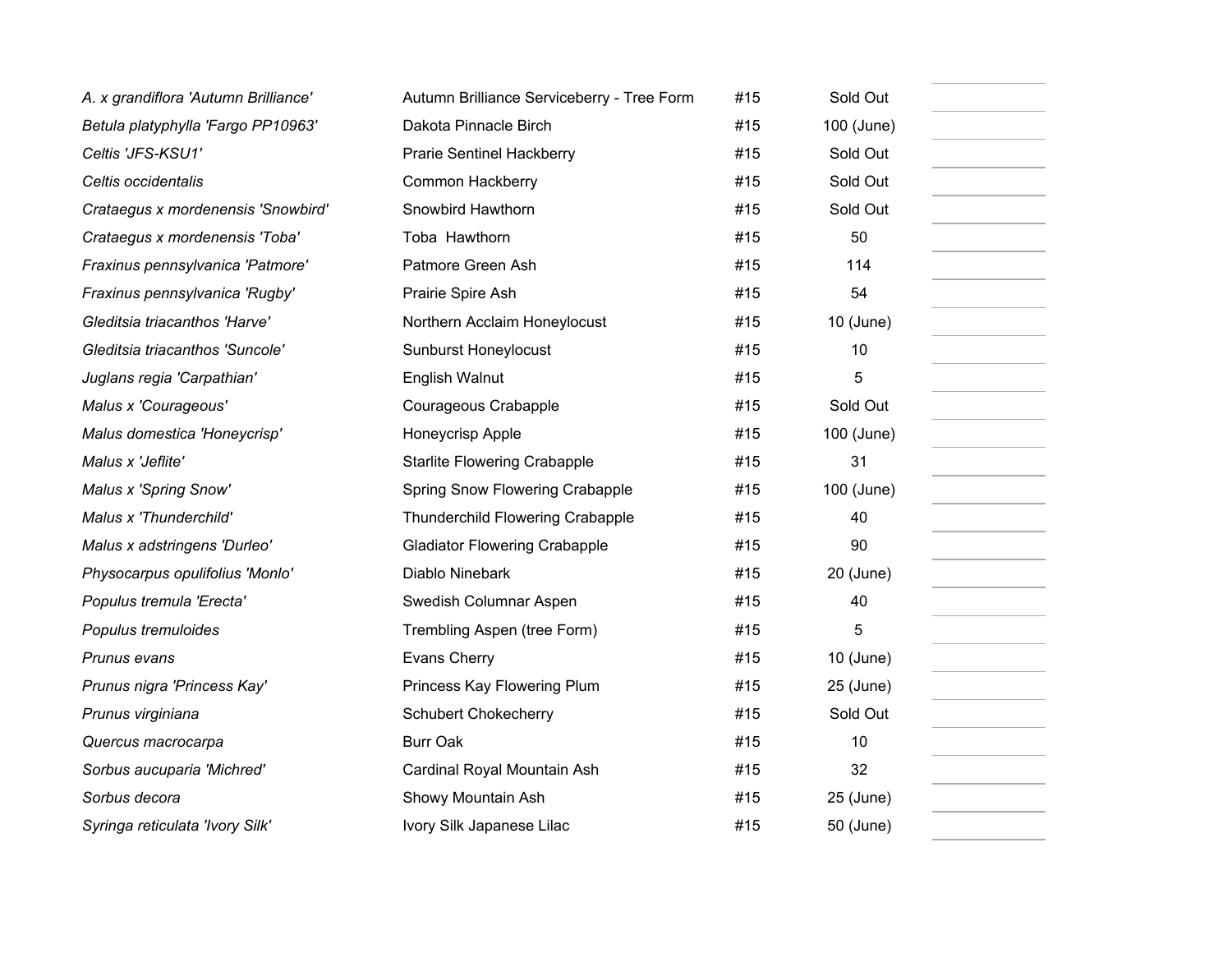| | | | | |
|---|---|---|---|---|
| *A. x grandiflora 'Autumn Brilliance'* | Autumn Brilliance Serviceberry - Tree Form | #15 | Sold Out | |
| *Betula platyphylla 'Fargo PP10963'* | Dakota Pinnacle Birch | #15 | 100 (June) | |
| *Celtis 'JFS-KSU1'* | Prarie Sentinel Hackberry | #15 | Sold Out | |
| *Celtis occidentalis* | Common Hackberry | #15 | Sold Out | |
| *Crataegus x mordenensis 'Snowbird'* | Snowbird Hawthorn | #15 | Sold Out | |
| *Crataegus x mordenensis 'Toba'* | Toba Hawthorn | #15 | 50 | |
| *Fraxinus pennsylvanica 'Patmore'* | Patmore Green Ash | #15 | 114 | |
| *Fraxinus pennsylvanica 'Rugby'* | Prairie Spire Ash | #15 | 54 | |
| *Gleditsia triacanthos 'Harve'* | Northern Acclaim Honeylocust | #15 | 10 (June) | |
| *Gleditsia triacanthos 'Suncole'* | Sunburst Honeylocust | #15 | 10 | |
| *Juglans regia 'Carpathian'* | English Walnut | #15 | 5 | |
| *Malus x 'Courageous'* | Courageous Crabapple | #15 | Sold Out | |
| *Malus domestica 'Honeycrisp'* | Honeycrisp Apple | #15 | 100 (June) | |
| *Malus x 'Jeflite'* | Starlite Flowering Crabapple | #15 | 31 | |
| *Malus x 'Spring Snow'* | Spring Snow Flowering Crabapple | #15 | 100 (June) | |
| *Malus x 'Thunderchild'* | Thunderchild Flowering Crabapple | #15 | 40 | |
| *Malus x adstringens 'Durleo'* | Gladiator Flowering Crabapple | #15 | 90 | |
| *Physocarpus opulifolius 'Monlo'* | Diablo Ninebark | #15 | 20 (June) | |
| *Populus tremula 'Erecta'* | Swedish Columnar Aspen | #15 | 40 | |
| *Populus tremuloides* | Trembling Aspen (tree Form) | #15 | 5 | |
| *Prunus evans* | Evans Cherry | #15 | 10 (June) | |
| *Prunus nigra 'Princess Kay'* | Princess Kay Flowering Plum | #15 | 25 (June) | |
| *Prunus virginiana* | Schubert Chokecherry | #15 | Sold Out | |
| *Quercus macrocarpa* | Burr Oak | #15 | 10 | |
| *Sorbus aucuparia 'Michred'* | Cardinal Royal Mountain Ash | #15 | 32 | |
| *Sorbus decora* | Showy Mountain Ash | #15 | 25 (June) | |
| *Syringa reticulata 'Ivory Silk'* | Ivory Silk Japanese Lilac | #15 | 50 (June) | |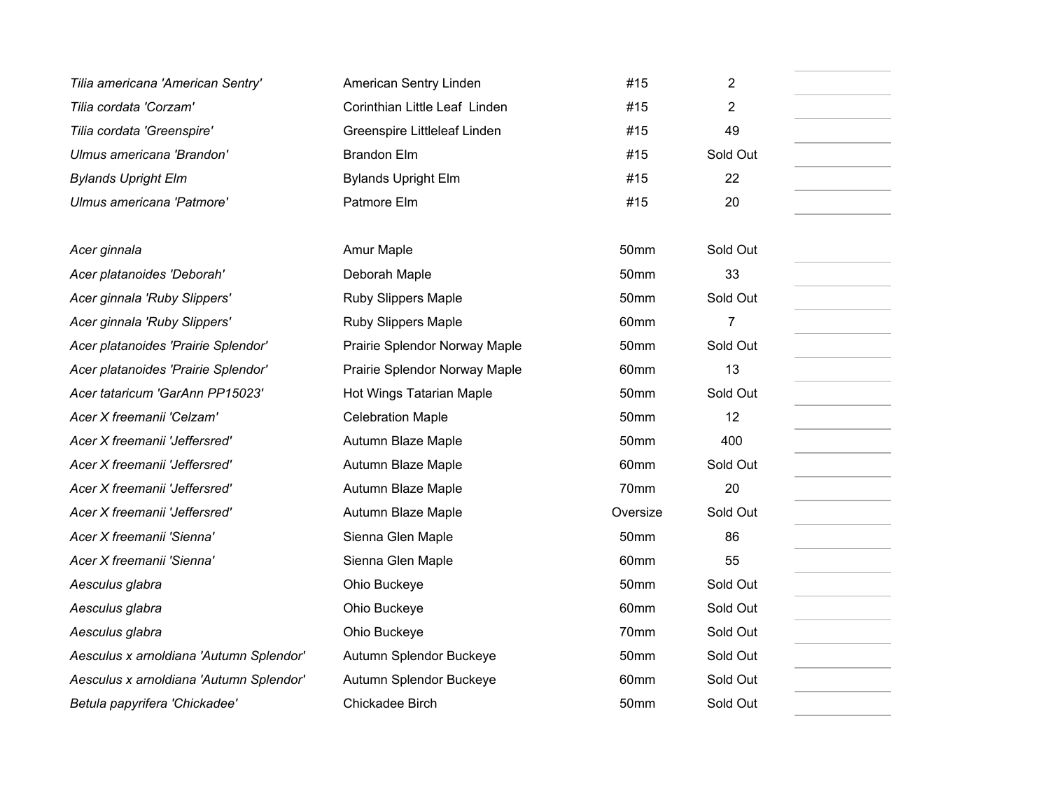| | | | | |
|---|---|---|---|---|
| *Tilia americana 'American Sentry'* | American Sentry Linden | #15 | 2 | |
| *Tilia cordata 'Corzam'* | Corinthian Little Leaf Linden | #15 | 2 | |
| *Tilia cordata 'Greenspire'* | Greenspire Littleleaf Linden | #15 | 49 | |
| *Ulmus americana 'Brandon'* | Brandon Elm | #15 | Sold Out | |
| *Bylands Upright Elm* | Bylands Upright Elm | #15 | 22 | |
| *Ulmus americana 'Patmore'* | Patmore Elm | #15 | 20 | |
| | | | | |
| *Acer ginnala* | Amur Maple | 50mm | Sold Out | |
| *Acer platanoides 'Deborah'* | Deborah Maple | 50mm | 33 | |
| *Acer ginnala 'Ruby Slippers'* | Ruby Slippers Maple | 50mm | Sold Out | |
| *Acer ginnala 'Ruby Slippers'* | Ruby Slippers Maple | 60mm | 7 | |
| *Acer platanoides 'Prairie Splendor'* | Prairie Splendor Norway Maple | 50mm | Sold Out | |
| *Acer platanoides 'Prairie Splendor'* | Prairie Splendor Norway Maple | 60mm | 13 | |
| *Acer tataricum 'GarAnn PP15023'* | Hot Wings Tatarian Maple | 50mm | Sold Out | |
| *Acer X freemanii 'Celzam'* | Celebration Maple | 50mm | 12 | |
| *Acer X freemanii 'Jeffersred'* | Autumn Blaze Maple | 50mm | 400 | |
| *Acer X freemanii 'Jeffersred'* | Autumn Blaze Maple | 60mm | Sold Out | |
| *Acer X freemanii 'Jeffersred'* | Autumn Blaze Maple | 70mm | 20 | |
| *Acer X freemanii 'Jeffersred'* | Autumn Blaze Maple | Oversize | Sold Out | |
| *Acer X freemanii 'Sienna'* | Sienna Glen Maple | 50mm | 86 | |
| *Acer X freemanii 'Sienna'* | Sienna Glen Maple | 60mm | 55 | |
| *Aesculus glabra* | Ohio Buckeye | 50mm | Sold Out | |
| *Aesculus glabra* | Ohio Buckeye | 60mm | Sold Out | |
| *Aesculus glabra* | Ohio Buckeye | 70mm | Sold Out | |
| *Aesculus x arnoldiana 'Autumn Splendor'* | Autumn Splendor Buckeye | 50mm | Sold Out | |
| *Aesculus x arnoldiana 'Autumn Splendor'* | Autumn Splendor Buckeye | 60mm | Sold Out | |
| *Betula papyrifera 'Chickadee'* | Chickadee Birch | 50mm | Sold Out | |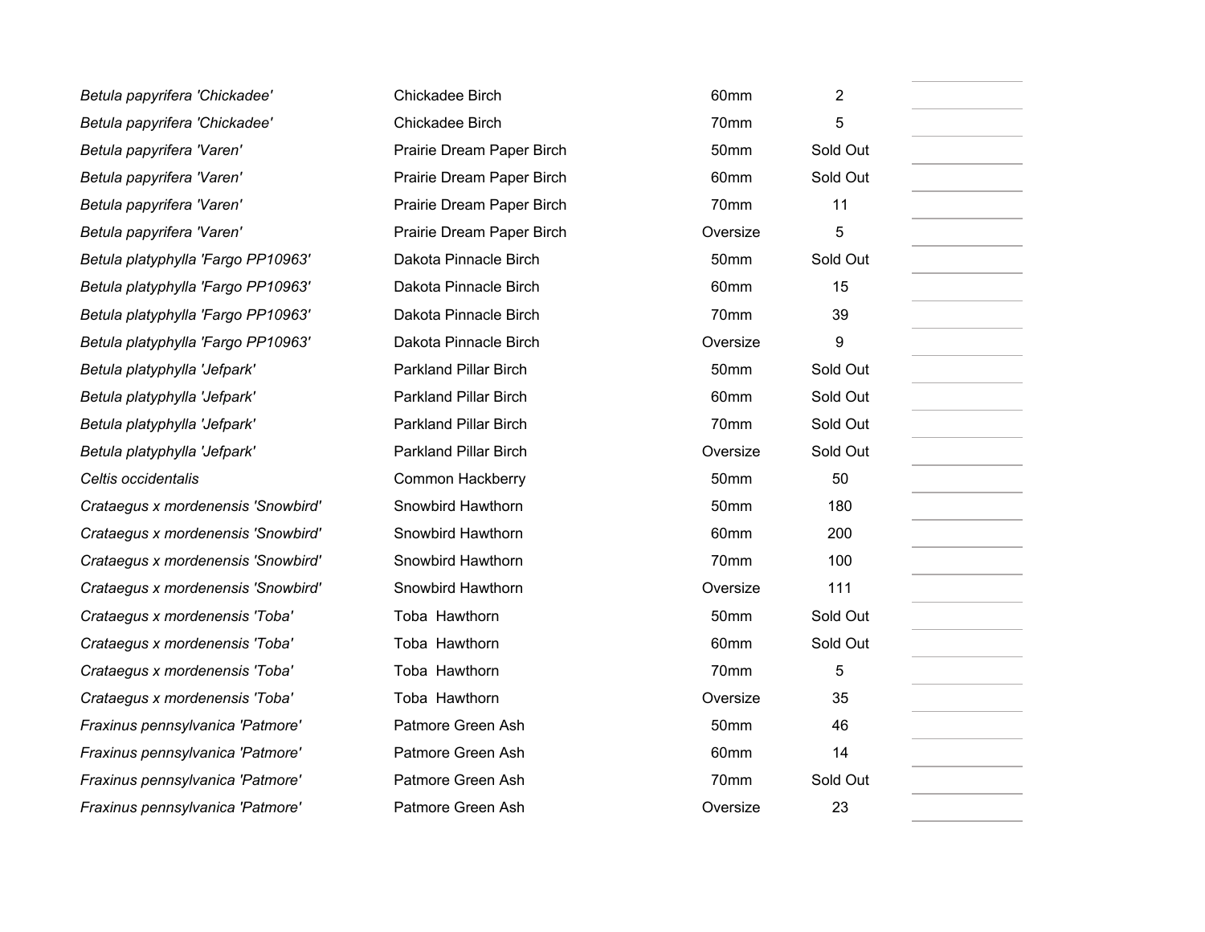| | | | | |
|---|---|---|---|---|
| *Betula papyrifera 'Chickadee'* | Chickadee Birch | 60mm | 2 | |
| *Betula papyrifera 'Chickadee'* | Chickadee Birch | 70mm | 5 | |
| *Betula papyrifera 'Varen'* | Prairie Dream Paper Birch | 50mm | Sold Out | |
| *Betula papyrifera 'Varen'* | Prairie Dream Paper Birch | 60mm | Sold Out | |
| *Betula papyrifera 'Varen'* | Prairie Dream Paper Birch | 70mm | 11 | |
| *Betula papyrifera 'Varen'* | Prairie Dream Paper Birch | Oversize | 5 | |
| *Betula platyphylla 'Fargo PP10963'* | Dakota Pinnacle Birch | 50mm | Sold Out | |
| *Betula platyphylla 'Fargo PP10963'* | Dakota Pinnacle Birch | 60mm | 15 | |
| *Betula platyphylla 'Fargo PP10963'* | Dakota Pinnacle Birch | 70mm | 39 | |
| *Betula platyphylla 'Fargo PP10963'* | Dakota Pinnacle Birch | Oversize | 9 | |
| *Betula platyphylla 'Jefpark'* | Parkland Pillar Birch | 50mm | Sold Out | |
| *Betula platyphylla 'Jefpark'* | Parkland Pillar Birch | 60mm | Sold Out | |
| *Betula platyphylla 'Jefpark'* | Parkland Pillar Birch | 70mm | Sold Out | |
| *Betula platyphylla 'Jefpark'* | Parkland Pillar Birch | Oversize | Sold Out | |
| *Celtis occidentalis* | Common Hackberry | 50mm | 50 | |
| *Crataegus x mordenensis 'Snowbird'* | Snowbird Hawthorn | 50mm | 180 | |
| *Crataegus x mordenensis 'Snowbird'* | Snowbird Hawthorn | 60mm | 200 | |
| *Crataegus x mordenensis 'Snowbird'* | Snowbird Hawthorn | 70mm | 100 | |
| *Crataegus x mordenensis 'Snowbird'* | Snowbird Hawthorn | Oversize | 111 | |
| *Crataegus x mordenensis 'Toba'* | Toba Hawthorn | 50mm | Sold Out | |
| *Crataegus x mordenensis 'Toba'* | Toba Hawthorn | 60mm | Sold Out | |
| *Crataegus x mordenensis 'Toba'* | Toba Hawthorn | 70mm | 5 | |
| *Crataegus x mordenensis 'Toba'* | Toba Hawthorn | Oversize | 35 | |
| *Fraxinus pennsylvanica 'Patmore'* | Patmore Green Ash | 50mm | 46 | |
| *Fraxinus pennsylvanica 'Patmore'* | Patmore Green Ash | 60mm | 14 | |
| *Fraxinus pennsylvanica 'Patmore'* | Patmore Green Ash | 70mm | Sold Out | |
| *Fraxinus pennsylvanica 'Patmore'* | Patmore Green Ash | Oversize | 23 | |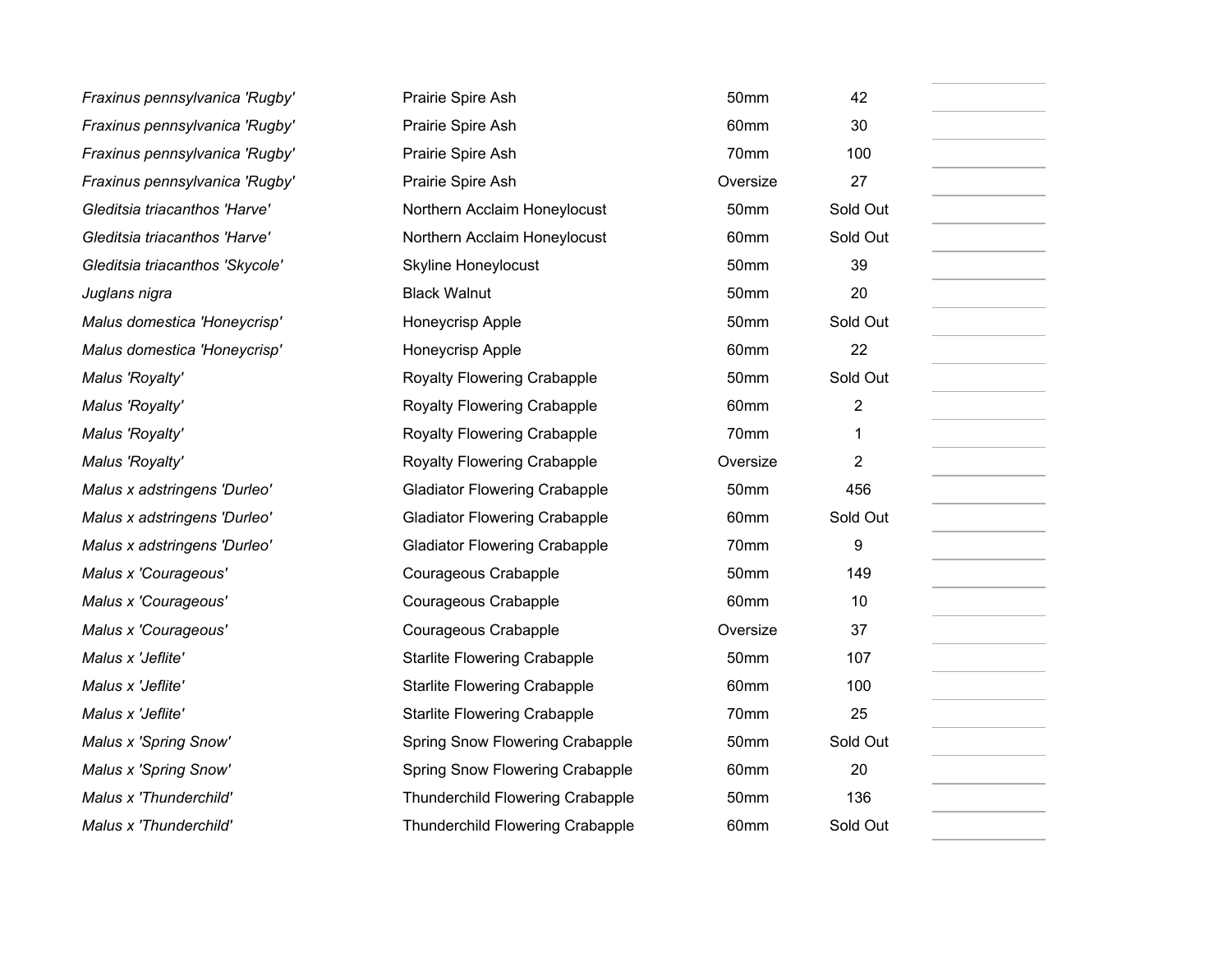| | | | | |
|---|---|---|---|---|
| *Fraxinus pennsylvanica 'Rugby'* | Prairie Spire Ash | 50mm | 42 | |
| *Fraxinus pennsylvanica 'Rugby'* | Prairie Spire Ash | 60mm | 30 | |
| *Fraxinus pennsylvanica 'Rugby'* | Prairie Spire Ash | 70mm | 100 | |
| *Fraxinus pennsylvanica 'Rugby'* | Prairie Spire Ash | Oversize | 27 | |
| *Gleditsia triacanthos 'Harve'* | Northern Acclaim Honeylocust | 50mm | Sold Out | |
| *Gleditsia triacanthos 'Harve'* | Northern Acclaim Honeylocust | 60mm | Sold Out | |
| *Gleditsia triacanthos 'Skycole'* | Skyline Honeylocust | 50mm | 39 | |
| *Juglans nigra* | Black Walnut | 50mm | 20 | |
| *Malus domestica 'Honeycrisp'* | Honeycrisp Apple | 50mm | Sold Out | |
| *Malus domestica 'Honeycrisp'* | Honeycrisp Apple | 60mm | 22 | |
| *Malus 'Royalty'* | Royalty Flowering Crabapple | 50mm | Sold Out | |
| *Malus 'Royalty'* | Royalty Flowering Crabapple | 60mm | 2 | |
| *Malus 'Royalty'* | Royalty Flowering Crabapple | 70mm | 1 | |
| *Malus 'Royalty'* | Royalty Flowering Crabapple | Oversize | 2 | |
| *Malus x adstringens 'Durleo'* | Gladiator Flowering Crabapple | 50mm | 456 | |
| *Malus x adstringens 'Durleo'* | Gladiator Flowering Crabapple | 60mm | Sold Out | |
| *Malus x adstringens 'Durleo'* | Gladiator Flowering Crabapple | 70mm | 9 | |
| *Malus x 'Courageous'* | Courageous Crabapple | 50mm | 149 | |
| *Malus x 'Courageous'* | Courageous Crabapple | 60mm | 10 | |
| *Malus x 'Courageous'* | Courageous Crabapple | Oversize | 37 | |
| *Malus x 'Jeflite'* | Starlite Flowering Crabapple | 50mm | 107 | |
| *Malus x 'Jeflite'* | Starlite Flowering Crabapple | 60mm | 100 | |
| *Malus x 'Jeflite'* | Starlite Flowering Crabapple | 70mm | 25 | |
| *Malus x 'Spring Snow'* | Spring Snow Flowering Crabapple | 50mm | Sold Out | |
| *Malus x 'Spring Snow'* | Spring Snow Flowering Crabapple | 60mm | 20 | |
| *Malus x 'Thunderchild'* | Thunderchild Flowering Crabapple | 50mm | 136 | |
| *Malus x 'Thunderchild'* | Thunderchild Flowering Crabapple | 60mm | Sold Out | |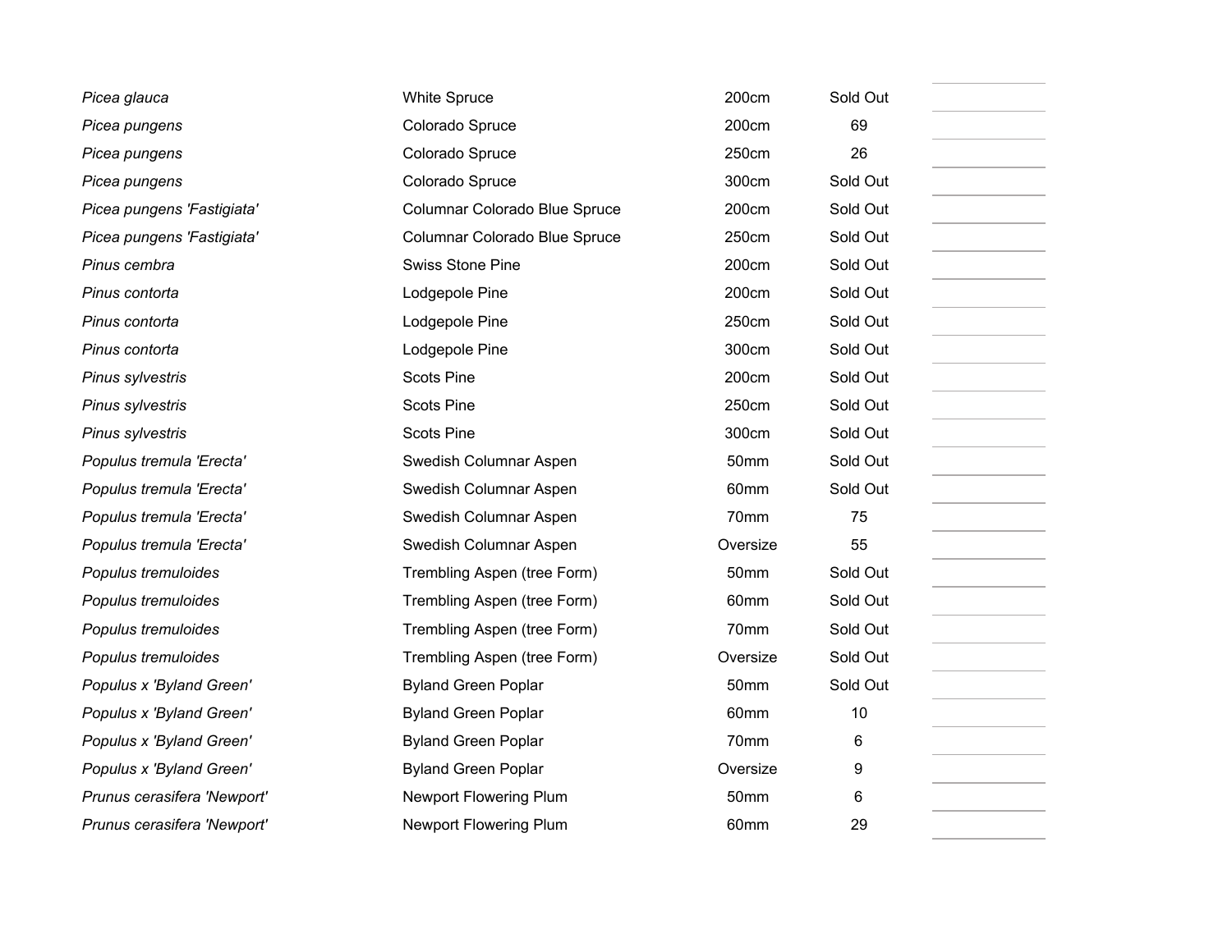| | | | | |
|---|---|---|---|---|
| *Picea glauca* | White Spruce | 200cm | Sold Out | |
| *Picea pungens* | Colorado Spruce | 200cm | 69 | |
| *Picea pungens* | Colorado Spruce | 250cm | 26 | |
| *Picea pungens* | Colorado Spruce | 300cm | Sold Out | |
| *Picea pungens 'Fastigiata'* | Columnar Colorado Blue Spruce | 200cm | Sold Out | |
| *Picea pungens 'Fastigiata'* | Columnar Colorado Blue Spruce | 250cm | Sold Out | |
| *Pinus cembra* | Swiss Stone Pine | 200cm | Sold Out | |
| *Pinus contorta* | Lodgepole Pine | 200cm | Sold Out | |
| *Pinus contorta* | Lodgepole Pine | 250cm | Sold Out | |
| *Pinus contorta* | Lodgepole Pine | 300cm | Sold Out | |
| *Pinus sylvestris* | Scots Pine | 200cm | Sold Out | |
| *Pinus sylvestris* | Scots Pine | 250cm | Sold Out | |
| *Pinus sylvestris* | Scots Pine | 300cm | Sold Out | |
| *Populus tremula 'Erecta'* | Swedish Columnar Aspen | 50mm | Sold Out | |
| *Populus tremula 'Erecta'* | Swedish Columnar Aspen | 60mm | Sold Out | |
| *Populus tremula 'Erecta'* | Swedish Columnar Aspen | 70mm | 75 | |
| *Populus tremula 'Erecta'* | Swedish Columnar Aspen | Oversize | 55 | |
| *Populus tremuloides* | Trembling Aspen (tree Form) | 50mm | Sold Out | |
| *Populus tremuloides* | Trembling Aspen (tree Form) | 60mm | Sold Out | |
| *Populus tremuloides* | Trembling Aspen (tree Form) | 70mm | Sold Out | |
| *Populus tremuloides* | Trembling Aspen (tree Form) | Oversize | Sold Out | |
| *Populus x 'Byland Green'* | Byland Green Poplar | 50mm | Sold Out | |
| *Populus x 'Byland Green'* | Byland Green Poplar | 60mm | 10 | |
| *Populus x 'Byland Green'* | Byland Green Poplar | 70mm | 6 | |
| *Populus x 'Byland Green'* | Byland Green Poplar | Oversize | 9 | |
| *Prunus cerasifera 'Newport'* | Newport Flowering Plum | 50mm | 6 | |
| *Prunus cerasifera 'Newport'* | Newport Flowering Plum | 60mm | 29 | |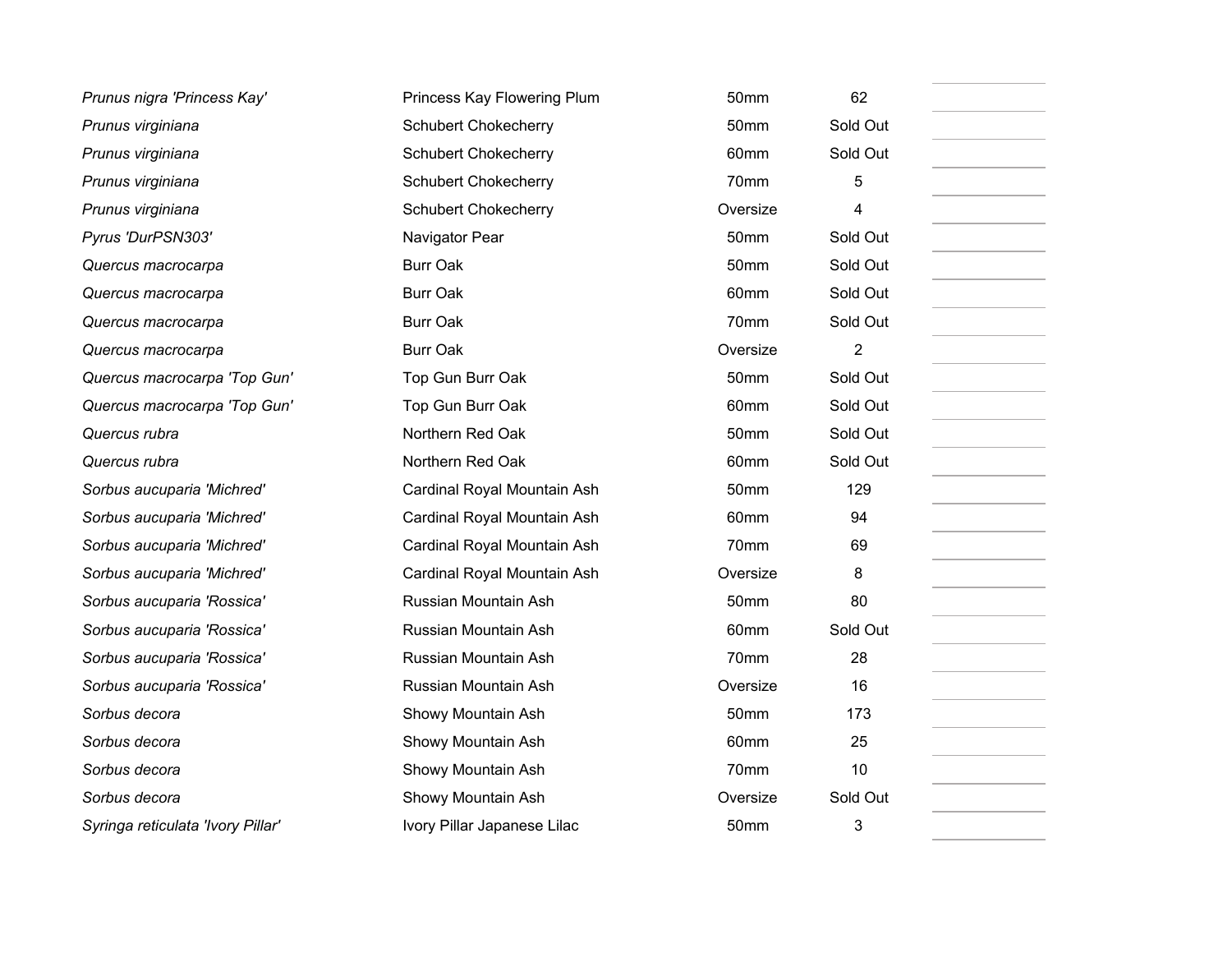| | | | | |
|---|---|---|---|---|
| *Prunus nigra 'Princess Kay'* | Princess Kay Flowering Plum | 50mm | 62 | |
| *Prunus virginiana* | Schubert Chokecherry | 50mm | Sold Out | |
| *Prunus virginiana* | Schubert Chokecherry | 60mm | Sold Out | |
| *Prunus virginiana* | Schubert Chokecherry | 70mm | 5 | |
| *Prunus virginiana* | Schubert Chokecherry | Oversize | 4 | |
| *Pyrus 'DurPSN303'* | Navigator Pear | 50mm | Sold Out | |
| *Quercus macrocarpa* | Burr Oak | 50mm | Sold Out | |
| *Quercus macrocarpa* | Burr Oak | 60mm | Sold Out | |
| *Quercus macrocarpa* | Burr Oak | 70mm | Sold Out | |
| *Quercus macrocarpa* | Burr Oak | Oversize | 2 | |
| *Quercus macrocarpa 'Top Gun'* | Top Gun Burr Oak | 50mm | Sold Out | |
| *Quercus macrocarpa 'Top Gun'* | Top Gun Burr Oak | 60mm | Sold Out | |
| *Quercus rubra* | Northern Red Oak | 50mm | Sold Out | |
| *Quercus rubra* | Northern Red Oak | 60mm | Sold Out | |
| *Sorbus aucuparia 'Michred'* | Cardinal Royal Mountain Ash | 50mm | 129 | |
| *Sorbus aucuparia 'Michred'* | Cardinal Royal Mountain Ash | 60mm | 94 | |
| *Sorbus aucuparia 'Michred'* | Cardinal Royal Mountain Ash | 70mm | 69 | |
| *Sorbus aucuparia 'Michred'* | Cardinal Royal Mountain Ash | Oversize | 8 | |
| *Sorbus aucuparia 'Rossica'* | Russian Mountain Ash | 50mm | 80 | |
| *Sorbus aucuparia 'Rossica'* | Russian Mountain Ash | 60mm | Sold Out | |
| *Sorbus aucuparia 'Rossica'* | Russian Mountain Ash | 70mm | 28 | |
| *Sorbus aucuparia 'Rossica'* | Russian Mountain Ash | Oversize | 16 | |
| *Sorbus decora* | Showy Mountain Ash | 50mm | 173 | |
| *Sorbus decora* | Showy Mountain Ash | 60mm | 25 | |
| *Sorbus decora* | Showy Mountain Ash | 70mm | 10 | |
| *Sorbus decora* | Showy Mountain Ash | Oversize | Sold Out | |
| *Syringa reticulata 'Ivory Pillar'* | Ivory Pillar Japanese Lilac | 50mm | 3 | |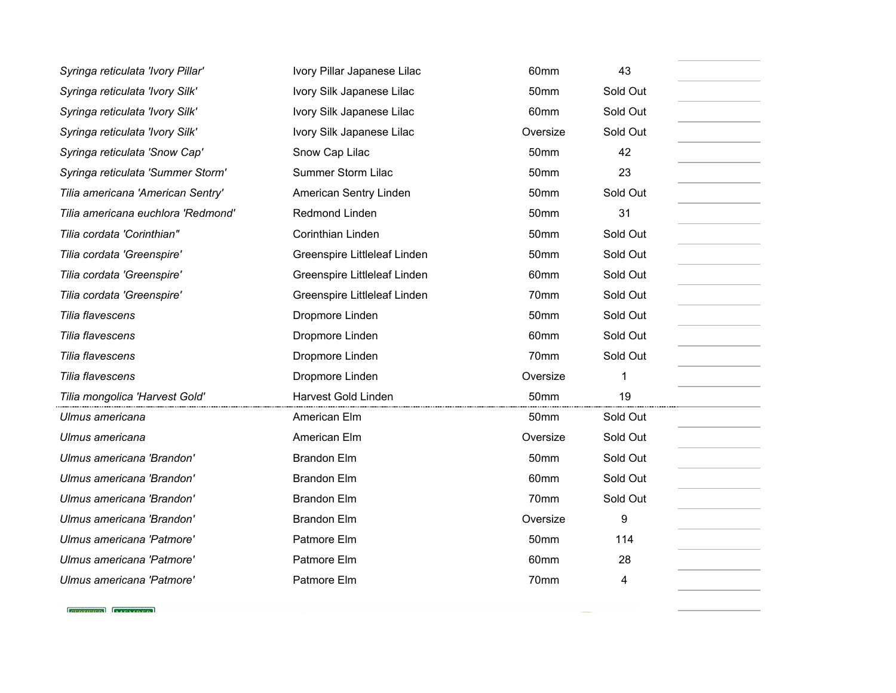| | | | | |
|---|---|---|---|---|
| *Syringa reticulata 'Ivory Pillar'* | Ivory Pillar Japanese Lilac | 60mm | 43 | |
| *Syringa reticulata 'Ivory Silk'* | Ivory Silk Japanese Lilac | 50mm | Sold Out | |
| *Syringa reticulata 'Ivory Silk'* | Ivory Silk Japanese Lilac | 60mm | Sold Out | |
| *Syringa reticulata 'Ivory Silk'* | Ivory Silk Japanese Lilac | Oversize | Sold Out | |
| *Syringa reticulata 'Snow Cap'* | Snow Cap Lilac | 50mm | 42 | |
| *Syringa reticulata 'Summer Storm'* | Summer Storm Lilac | 50mm | 23 | |
| *Tilia americana 'American Sentry'* | American Sentry Linden | 50mm | Sold Out | |
| *Tilia americana euchlora 'Redmond'* | Redmond Linden | 50mm | 31 | |
| *Tilia cordata 'Corinthian"* | Corinthian Linden | 50mm | Sold Out | |
| *Tilia cordata 'Greenspire'* | Greenspire Littleleaf Linden | 50mm | Sold Out | |
| *Tilia cordata 'Greenspire'* | Greenspire Littleleaf Linden | 60mm | Sold Out | |
| *Tilia cordata 'Greenspire'* | Greenspire Littleleaf Linden | 70mm | Sold Out | |
| *Tilia flavescens* | Dropmore Linden | 50mm | Sold Out | |
| *Tilia flavescens* | Dropmore Linden | 60mm | Sold Out | |
| *Tilia flavescens* | Dropmore Linden | 70mm | Sold Out | |
| *Tilia flavescens* | Dropmore Linden | Oversize | 1 | |
| *Tilia mongolica 'Harvest Gold'* | Harvest Gold Linden | 50mm | 19 | |
| *Ulmus americana* | American Elm | 50mm | Sold Out | |
| *Ulmus americana* | American Elm | Oversize | Sold Out | |
| *Ulmus americana 'Brandon'* | Brandon Elm | 50mm | Sold Out | |
| *Ulmus americana 'Brandon'* | Brandon Elm | 60mm | Sold Out | |
| *Ulmus americana 'Brandon'* | Brandon Elm | 70mm | Sold Out | |
| *Ulmus americana 'Brandon'* | Brandon Elm | Oversize | 9 | |
| *Ulmus americana 'Patmore'* | Patmore Elm | 50mm | 114 | |
| *Ulmus americana 'Patmore'* | Patmore Elm | 60mm | 28 | |
| *Ulmus americana 'Patmore'* | Patmore Elm | 70mm | 4 | |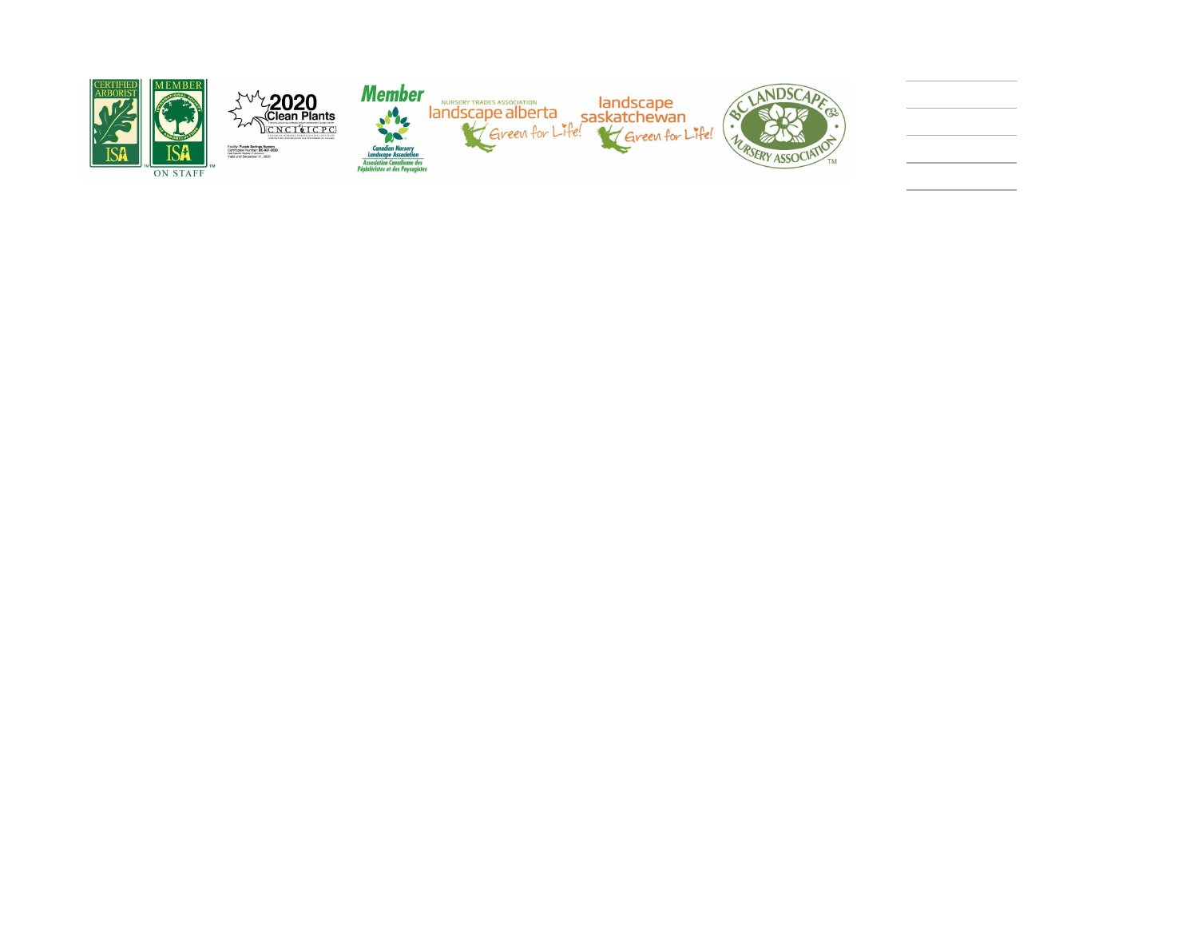CERTIFIED ARBORIST ISA

MEMBER ISA ON STAFF

2020 Clean Plants

CNC | ICPC

Facility: Purple Springs Nursery
Certification Number: BC-407-2020
Valid until December 31, 2020

Member

Canadian Nursery Landscape Association
Association Canadienne des Pépiniéristes et des Paysagistes

NURSERY TRADES ASSOCIATION
landscape alberta
Green for Life!

landscape saskatchewan
Green for Life!

BC LANDSCAPE & NURSERY ASSOCIATION